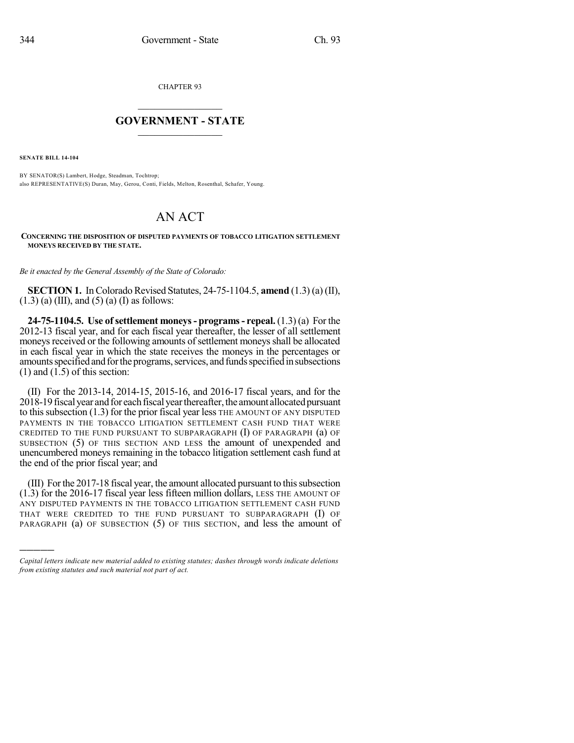CHAPTER 93

# GOVERNMENT - STATE

**SENATE BILL 14-104**

BY SENATOR(S) Lambert, Hodge, Steadman, Tochtrop;
also REPRESENTATIVE(S) Duran, May, Gerou, Conti, Fields, Melton, Rosenthal, Schafer, Young.

# AN ACT

**CONCERNING THE DISPOSITION OF DISPUTED PAYMENTS OF TOBACCO LITIGATION SETTLEMENT MONEYS RECEIVED BY THE STATE.**

*Be it enacted by the General Assembly of the State of Colorado:*

**SECTION 1.** In Colorado Revised Statutes, 24-75-1104.5, **amend** (1.3) (a) (II), (1.3) (a) (III), and (5) (a) (I) as follows:

**24-75-1104.5. Use of settlement moneys - programs - repeal.** (1.3) (a) For the 2012-13 fiscal year, and for each fiscal year thereafter, the lesser of all settlement moneys received or the following amounts of settlement moneys shall be allocated in each fiscal year in which the state receives the moneys in the percentages or amounts specified and for the programs, services, and funds specified in subsections (1) and (1.5) of this section:

(II) For the 2013-14, 2014-15, 2015-16, and 2016-17 fiscal years, and for the 2018-19 fiscal year and for each fiscal year thereafter, the amount allocated pursuant to this subsection (1.3) for the prior fiscal year less THE AMOUNT OF ANY DISPUTED PAYMENTS IN THE TOBACCO LITIGATION SETTLEMENT CASH FUND THAT WERE CREDITED TO THE FUND PURSUANT TO SUBPARAGRAPH (I) OF PARAGRAPH (a) OF SUBSECTION (5) OF THIS SECTION AND LESS the amount of unexpended and unencumbered moneys remaining in the tobacco litigation settlement cash fund at the end of the prior fiscal year; and

(III) For the 2017-18 fiscal year, the amount allocated pursuant to this subsection (1.3) for the 2016-17 fiscal year less fifteen million dollars, LESS THE AMOUNT OF ANY DISPUTED PAYMENTS IN THE TOBACCO LITIGATION SETTLEMENT CASH FUND THAT WERE CREDITED TO THE FUND PURSUANT TO SUBPARAGRAPH (I) OF PARAGRAPH (a) OF SUBSECTION (5) OF THIS SECTION, and less the amount of

*Capital letters indicate new material added to existing statutes; dashes through words indicate deletions from existing statutes and such material not part of act.*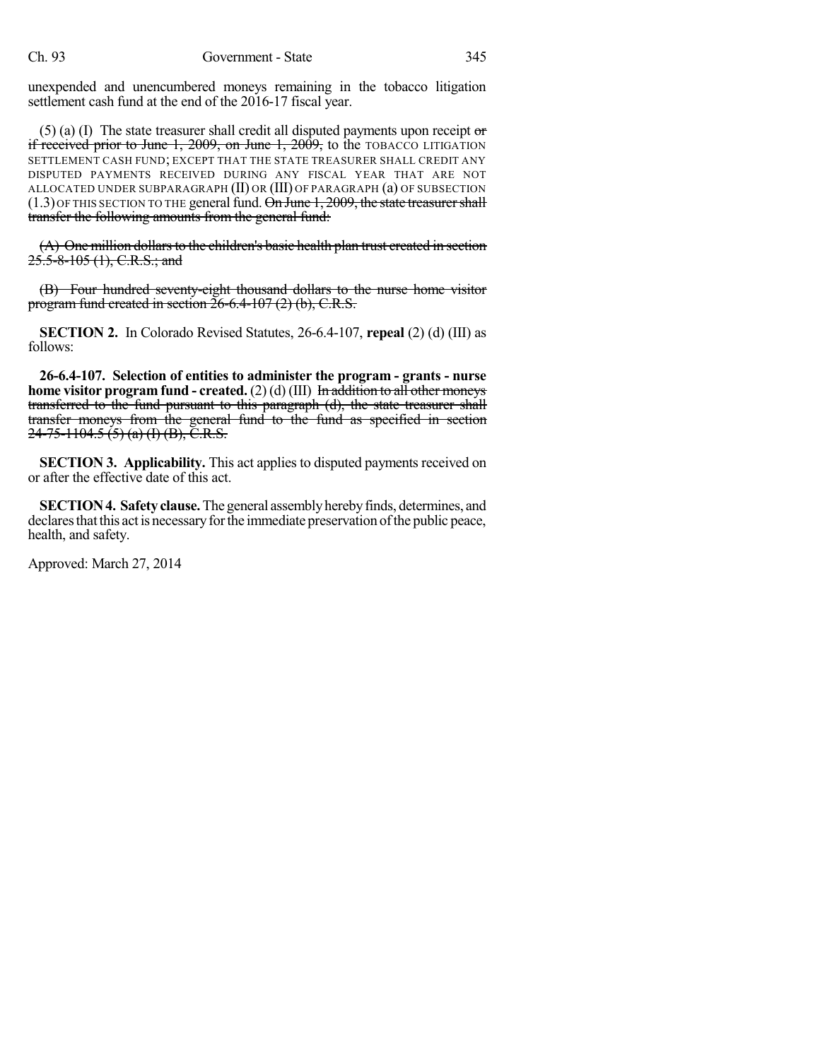unexpended and unencumbered moneys remaining in the tobacco litigation settlement cash fund at the end of the 2016-17 fiscal year.

(5) (a) (I) The state treasurer shall credit all disputed payments upon receipt ~~or if received prior to June 1, 2009, on June 1, 2009,~~ to the TOBACCO LITIGATION SETTLEMENT CASH FUND; EXCEPT THAT THE STATE TREASURER SHALL CREDIT ANY DISPUTED PAYMENTS RECEIVED DURING ANY FISCAL YEAR THAT ARE NOT ALLOCATED UNDER SUBPARAGRAPH (II) OR (III) OF PARAGRAPH (a) OF SUBSECTION (1.3) OF THIS SECTION TO THE general fund. ~~On June 1, 2009, the state treasurer shall transfer the following amounts from the general fund:~~

~~(A) One million dollars to the children's basic health plan trust created in section 25.5-8-105 (1), C.R.S.; and~~

~~(B) Four hundred seventy-eight thousand dollars to the nurse home visitor program fund created in section 26-6.4-107 (2) (b), C.R.S.~~

**SECTION 2.** In Colorado Revised Statutes, 26-6.4-107, **repeal** (2) (d) (III) as follows:

**26-6.4-107. Selection of entities to administer the program - grants - nurse home visitor program fund - created.** (2) (d) (III) ~~In addition to all other moneys transferred to the fund pursuant to this paragraph (d), the state treasurer shall transfer moneys from the general fund to the fund as specified in section 24-75-1104.5 (5) (a) (I) (B), C.R.S.~~

**SECTION 3. Applicability.** This act applies to disputed payments received on or after the effective date of this act.

**SECTION 4. Safety clause.** The general assembly hereby finds, determines, and declares that this act is necessary for the immediate preservation of the public peace, health, and safety.

Approved: March 27, 2014